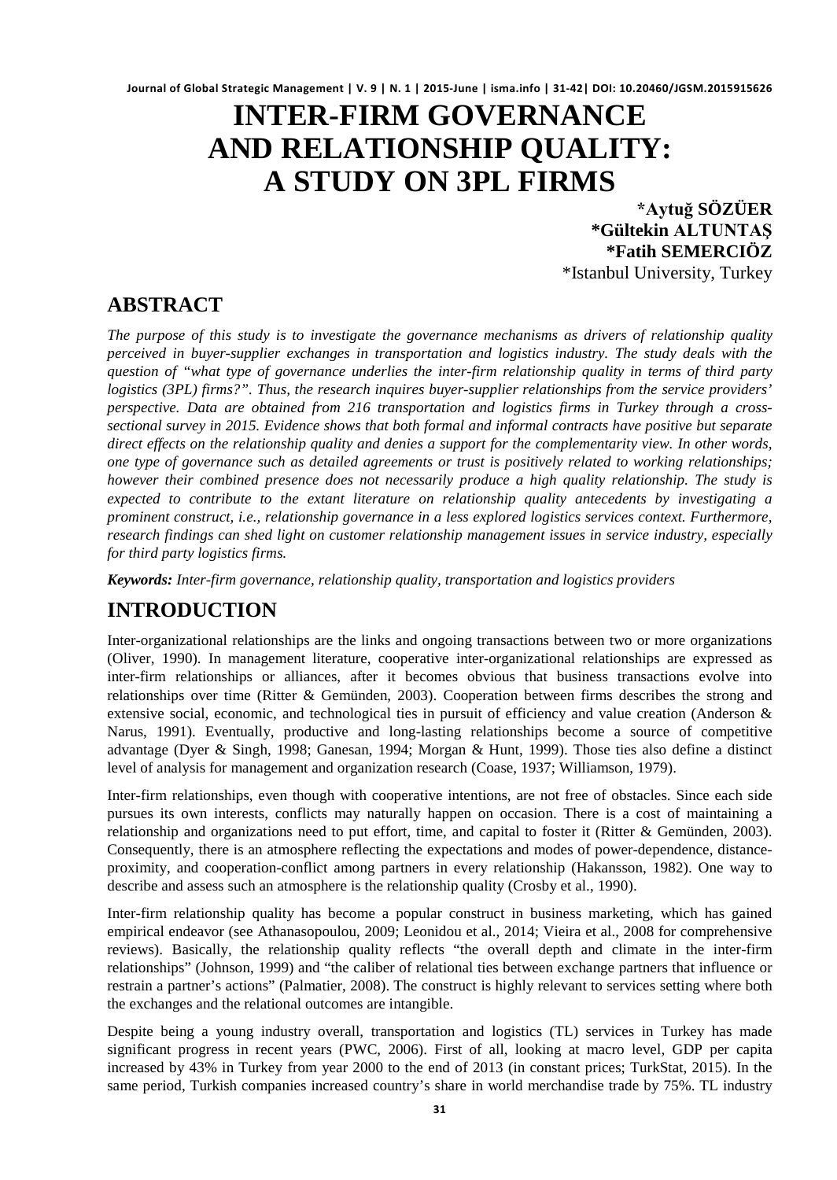# INTER-FIRM GOVERNANCE AND RELATIONSHIP QUALITY: A STUDY ON 3PL FIRMS

**\*Aytuğ SÖZÜER**
**\*Gültekin ALTUNTAŞ**
**\*Fatih SEMERCIÖZ**
\*Istanbul University, Turkey

## ABSTRACT

*The purpose of this study is to investigate the governance mechanisms as drivers of relationship quality perceived in buyer-supplier exchanges in transportation and logistics industry. The study deals with the question of "what type of governance underlies the inter-firm relationship quality in terms of third party logistics (3PL) firms?". Thus, the research inquires buyer-supplier relationships from the service providers' perspective. Data are obtained from 216 transportation and logistics firms in Turkey through a cross-sectional survey in 2015. Evidence shows that both formal and informal contracts have positive but separate direct effects on the relationship quality and denies a support for the complementarity view. In other words, one type of governance such as detailed agreements or trust is positively related to working relationships; however their combined presence does not necessarily produce a high quality relationship. The study is expected to contribute to the extant literature on relationship quality antecedents by investigating a prominent construct, i.e., relationship governance in a less explored logistics services context. Furthermore, research findings can shed light on customer relationship management issues in service industry, especially for third party logistics firms.*

***Keywords:*** *Inter-firm governance, relationship quality, transportation and logistics providers*

## INTRODUCTION

Inter-organizational relationships are the links and ongoing transactions between two or more organizations (Oliver, 1990). In management literature, cooperative inter-organizational relationships are expressed as inter-firm relationships or alliances, after it becomes obvious that business transactions evolve into relationships over time (Ritter & Gemünden, 2003). Cooperation between firms describes the strong and extensive social, economic, and technological ties in pursuit of efficiency and value creation (Anderson & Narus, 1991). Eventually, productive and long-lasting relationships become a source of competitive advantage (Dyer & Singh, 1998; Ganesan, 1994; Morgan & Hunt, 1999). Those ties also define a distinct level of analysis for management and organization research (Coase, 1937; Williamson, 1979).

Inter-firm relationships, even though with cooperative intentions, are not free of obstacles. Since each side pursues its own interests, conflicts may naturally happen on occasion. There is a cost of maintaining a relationship and organizations need to put effort, time, and capital to foster it (Ritter & Gemünden, 2003). Consequently, there is an atmosphere reflecting the expectations and modes of power-dependence, distance-proximity, and cooperation-conflict among partners in every relationship (Hakansson, 1982). One way to describe and assess such an atmosphere is the relationship quality (Crosby et al., 1990).

Inter-firm relationship quality has become a popular construct in business marketing, which has gained empirical endeavor (see Athanasopoulou, 2009; Leonidou et al., 2014; Vieira et al., 2008 for comprehensive reviews). Basically, the relationship quality reflects "the overall depth and climate in the inter-firm relationships" (Johnson, 1999) and "the caliber of relational ties between exchange partners that influence or restrain a partner's actions" (Palmatier, 2008). The construct is highly relevant to services setting where both the exchanges and the relational outcomes are intangible.

Despite being a young industry overall, transportation and logistics (TL) services in Turkey has made significant progress in recent years (PWC, 2006). First of all, looking at macro level, GDP per capita increased by 43% in Turkey from year 2000 to the end of 2013 (in constant prices; TurkStat, 2015). In the same period, Turkish companies increased country's share in world merchandise trade by 75%. TL industry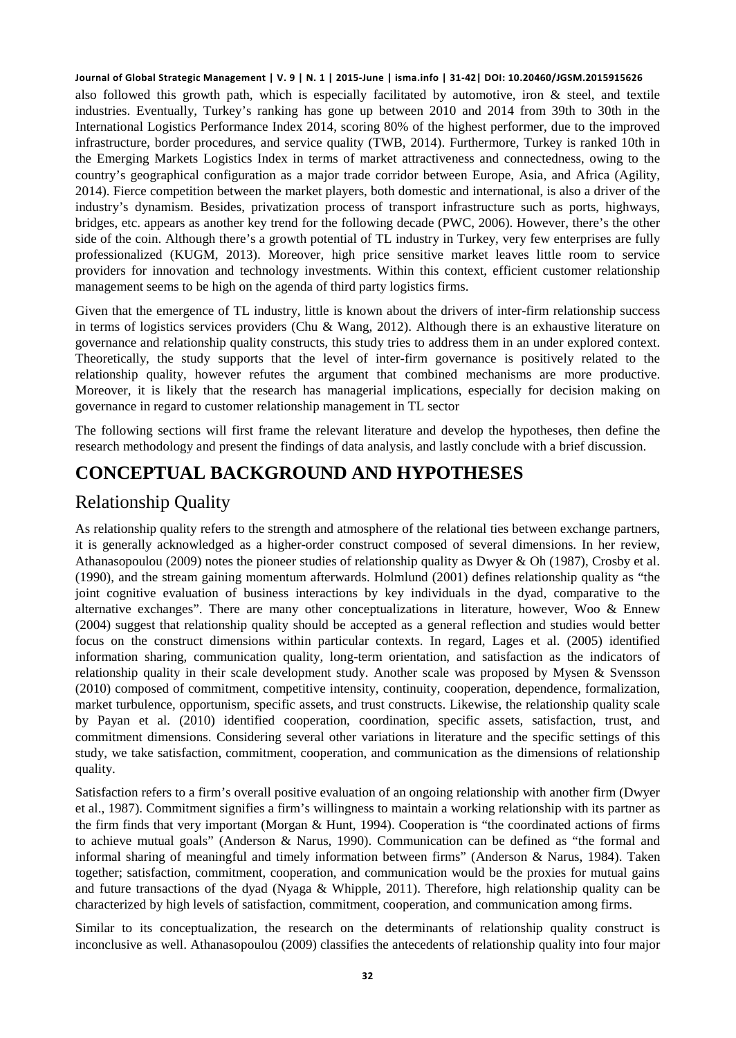also followed this growth path, which is especially facilitated by automotive, iron & steel, and textile industries. Eventually, Turkey's ranking has gone up between 2010 and 2014 from 39th to 30th in the International Logistics Performance Index 2014, scoring 80% of the highest performer, due to the improved infrastructure, border procedures, and service quality (TWB, 2014). Furthermore, Turkey is ranked 10th in the Emerging Markets Logistics Index in terms of market attractiveness and connectedness, owing to the country's geographical configuration as a major trade corridor between Europe, Asia, and Africa (Agility, 2014). Fierce competition between the market players, both domestic and international, is also a driver of the industry's dynamism. Besides, privatization process of transport infrastructure such as ports, highways, bridges, etc. appears as another key trend for the following decade (PWC, 2006). However, there's the other side of the coin. Although there's a growth potential of TL industry in Turkey, very few enterprises are fully professionalized (KUGM, 2013). Moreover, high price sensitive market leaves little room to service providers for innovation and technology investments. Within this context, efficient customer relationship management seems to be high on the agenda of third party logistics firms.

Given that the emergence of TL industry, little is known about the drivers of inter-firm relationship success in terms of logistics services providers (Chu & Wang, 2012). Although there is an exhaustive literature on governance and relationship quality constructs, this study tries to address them in an under explored context. Theoretically, the study supports that the level of inter-firm governance is positively related to the relationship quality, however refutes the argument that combined mechanisms are more productive. Moreover, it is likely that the research has managerial implications, especially for decision making on governance in regard to customer relationship management in TL sector

The following sections will first frame the relevant literature and develop the hypotheses, then define the research methodology and present the findings of data analysis, and lastly conclude with a brief discussion.

# CONCEPTUAL BACKGROUND AND HYPOTHESES

## Relationship Quality

As relationship quality refers to the strength and atmosphere of the relational ties between exchange partners, it is generally acknowledged as a higher-order construct composed of several dimensions. In her review, Athanasopoulou (2009) notes the pioneer studies of relationship quality as Dwyer & Oh (1987), Crosby et al. (1990), and the stream gaining momentum afterwards. Holmlund (2001) defines relationship quality as "the joint cognitive evaluation of business interactions by key individuals in the dyad, comparative to the alternative exchanges". There are many other conceptualizations in literature, however, Woo & Ennew (2004) suggest that relationship quality should be accepted as a general reflection and studies would better focus on the construct dimensions within particular contexts. In regard, Lages et al. (2005) identified information sharing, communication quality, long-term orientation, and satisfaction as the indicators of relationship quality in their scale development study. Another scale was proposed by Mysen & Svensson (2010) composed of commitment, competitive intensity, continuity, cooperation, dependence, formalization, market turbulence, opportunism, specific assets, and trust constructs. Likewise, the relationship quality scale by Payan et al. (2010) identified cooperation, coordination, specific assets, satisfaction, trust, and commitment dimensions. Considering several other variations in literature and the specific settings of this study, we take satisfaction, commitment, cooperation, and communication as the dimensions of relationship quality.

Satisfaction refers to a firm's overall positive evaluation of an ongoing relationship with another firm (Dwyer et al., 1987). Commitment signifies a firm's willingness to maintain a working relationship with its partner as the firm finds that very important (Morgan & Hunt, 1994). Cooperation is "the coordinated actions of firms to achieve mutual goals" (Anderson & Narus, 1990). Communication can be defined as "the formal and informal sharing of meaningful and timely information between firms" (Anderson & Narus, 1984). Taken together; satisfaction, commitment, cooperation, and communication would be the proxies for mutual gains and future transactions of the dyad (Nyaga & Whipple, 2011). Therefore, high relationship quality can be characterized by high levels of satisfaction, commitment, cooperation, and communication among firms.

Similar to its conceptualization, the research on the determinants of relationship quality construct is inconclusive as well. Athanasopoulou (2009) classifies the antecedents of relationship quality into four major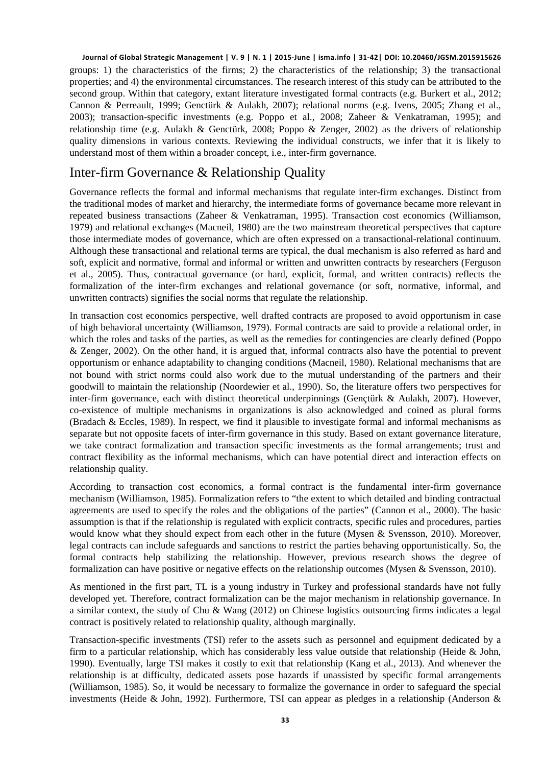groups: 1) the characteristics of the firms; 2) the characteristics of the relationship; 3) the transactional properties; and 4) the environmental circumstances. The research interest of this study can be attributed to the second group. Within that category, extant literature investigated formal contracts (e.g. Burkert et al., 2012; Cannon & Perreault, 1999; Genctürk & Aulakh, 2007); relational norms (e.g. Ivens, 2005; Zhang et al., 2003); transaction-specific investments (e.g. Poppo et al., 2008; Zaheer & Venkatraman, 1995); and relationship time (e.g. Aulakh & Genctürk, 2008; Poppo & Zenger, 2002) as the drivers of relationship quality dimensions in various contexts. Reviewing the individual constructs, we infer that it is likely to understand most of them within a broader concept, i.e., inter-firm governance.

## Inter-firm Governance & Relationship Quality

Governance reflects the formal and informal mechanisms that regulate inter-firm exchanges. Distinct from the traditional modes of market and hierarchy, the intermediate forms of governance became more relevant in repeated business transactions (Zaheer & Venkatraman, 1995). Transaction cost economics (Williamson, 1979) and relational exchanges (Macneil, 1980) are the two mainstream theoretical perspectives that capture those intermediate modes of governance, which are often expressed on a transactional-relational continuum. Although these transactional and relational terms are typical, the dual mechanism is also referred as hard and soft, explicit and normative, formal and informal or written and unwritten contracts by researchers (Ferguson et al., 2005). Thus, contractual governance (or hard, explicit, formal, and written contracts) reflects the formalization of the inter-firm exchanges and relational governance (or soft, normative, informal, and unwritten contracts) signifies the social norms that regulate the relationship.

In transaction cost economics perspective, well drafted contracts are proposed to avoid opportunism in case of high behavioral uncertainty (Williamson, 1979). Formal contracts are said to provide a relational order, in which the roles and tasks of the parties, as well as the remedies for contingencies are clearly defined (Poppo & Zenger, 2002). On the other hand, it is argued that, informal contracts also have the potential to prevent opportunism or enhance adaptability to changing conditions (Macneil, 1980). Relational mechanisms that are not bound with strict norms could also work due to the mutual understanding of the partners and their goodwill to maintain the relationship (Noordewier et al., 1990). So, the literature offers two perspectives for inter-firm governance, each with distinct theoretical underpinnings (Gençtürk & Aulakh, 2007). However, co-existence of multiple mechanisms in organizations is also acknowledged and coined as plural forms (Bradach & Eccles, 1989). In respect, we find it plausible to investigate formal and informal mechanisms as separate but not opposite facets of inter-firm governance in this study. Based on extant governance literature, we take contract formalization and transaction specific investments as the formal arrangements; trust and contract flexibility as the informal mechanisms, which can have potential direct and interaction effects on relationship quality.

According to transaction cost economics, a formal contract is the fundamental inter-firm governance mechanism (Williamson, 1985). Formalization refers to "the extent to which detailed and binding contractual agreements are used to specify the roles and the obligations of the parties" (Cannon et al., 2000). The basic assumption is that if the relationship is regulated with explicit contracts, specific rules and procedures, parties would know what they should expect from each other in the future (Mysen & Svensson, 2010). Moreover, legal contracts can include safeguards and sanctions to restrict the parties behaving opportunistically. So, the formal contracts help stabilizing the relationship. However, previous research shows the degree of formalization can have positive or negative effects on the relationship outcomes (Mysen & Svensson, 2010).

As mentioned in the first part, TL is a young industry in Turkey and professional standards have not fully developed yet. Therefore, contract formalization can be the major mechanism in relationship governance. In a similar context, the study of Chu & Wang (2012) on Chinese logistics outsourcing firms indicates a legal contract is positively related to relationship quality, although marginally.

Transaction-specific investments (TSI) refer to the assets such as personnel and equipment dedicated by a firm to a particular relationship, which has considerably less value outside that relationship (Heide & John, 1990). Eventually, large TSI makes it costly to exit that relationship (Kang et al., 2013). And whenever the relationship is at difficulty, dedicated assets pose hazards if unassisted by specific formal arrangements (Williamson, 1985). So, it would be necessary to formalize the governance in order to safeguard the special investments (Heide & John, 1992). Furthermore, TSI can appear as pledges in a relationship (Anderson &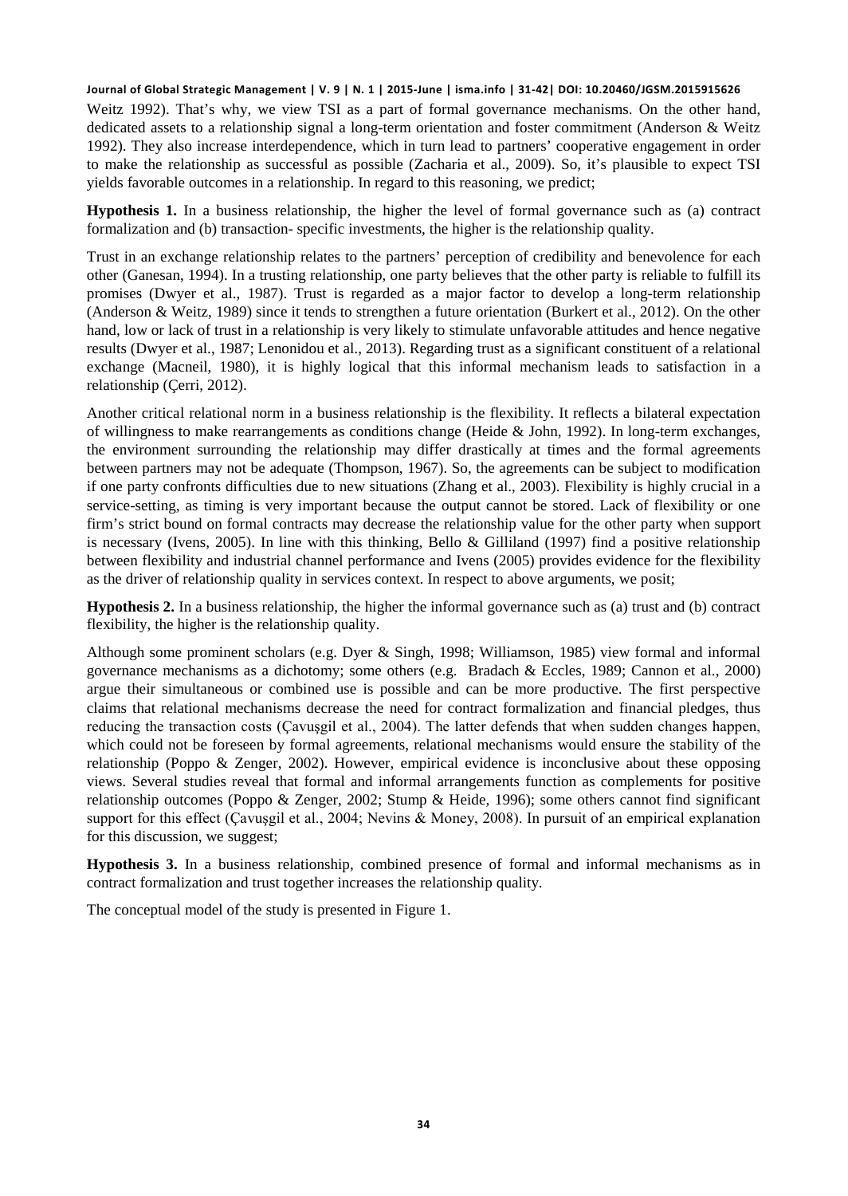Weitz 1992). That's why, we view TSI as a part of formal governance mechanisms. On the other hand, dedicated assets to a relationship signal a long-term orientation and foster commitment (Anderson & Weitz 1992). They also increase interdependence, which in turn lead to partners' cooperative engagement in order to make the relationship as successful as possible (Zacharia et al., 2009). So, it's plausible to expect TSI yields favorable outcomes in a relationship. In regard to this reasoning, we predict;

**Hypothesis 1.** In a business relationship, the higher the level of formal governance such as (a) contract formalization and (b) transaction- specific investments, the higher is the relationship quality.

Trust in an exchange relationship relates to the partners' perception of credibility and benevolence for each other (Ganesan, 1994). In a trusting relationship, one party believes that the other party is reliable to fulfill its promises (Dwyer et al., 1987). Trust is regarded as a major factor to develop a long-term relationship (Anderson & Weitz, 1989) since it tends to strengthen a future orientation (Burkert et al., 2012). On the other hand, low or lack of trust in a relationship is very likely to stimulate unfavorable attitudes and hence negative results (Dwyer et al., 1987; Lenonidou et al., 2013). Regarding trust as a significant constituent of a relational exchange (Macneil, 1980), it is highly logical that this informal mechanism leads to satisfaction in a relationship (Çerri, 2012).

Another critical relational norm in a business relationship is the flexibility. It reflects a bilateral expectation of willingness to make rearrangements as conditions change (Heide & John, 1992). In long-term exchanges, the environment surrounding the relationship may differ drastically at times and the formal agreements between partners may not be adequate (Thompson, 1967). So, the agreements can be subject to modification if one party confronts difficulties due to new situations (Zhang et al., 2003). Flexibility is highly crucial in a service-setting, as timing is very important because the output cannot be stored. Lack of flexibility or one firm's strict bound on formal contracts may decrease the relationship value for the other party when support is necessary (Ivens, 2005). In line with this thinking, Bello & Gilliland (1997) find a positive relationship between flexibility and industrial channel performance and Ivens (2005) provides evidence for the flexibility as the driver of relationship quality in services context. In respect to above arguments, we posit;

**Hypothesis 2.** In a business relationship, the higher the informal governance such as (a) trust and (b) contract flexibility, the higher is the relationship quality.

Although some prominent scholars (e.g. Dyer & Singh, 1998; Williamson, 1985) view formal and informal governance mechanisms as a dichotomy; some others (e.g. Bradach & Eccles, 1989; Cannon et al., 2000) argue their simultaneous or combined use is possible and can be more productive. The first perspective claims that relational mechanisms decrease the need for contract formalization and financial pledges, thus reducing the transaction costs (Çavuşgil et al., 2004). The latter defends that when sudden changes happen, which could not be foreseen by formal agreements, relational mechanisms would ensure the stability of the relationship (Poppo & Zenger, 2002). However, empirical evidence is inconclusive about these opposing views. Several studies reveal that formal and informal arrangements function as complements for positive relationship outcomes (Poppo & Zenger, 2002; Stump & Heide, 1996); some others cannot find significant support for this effect (Çavuşgil et al., 2004; Nevins & Money, 2008). In pursuit of an empirical explanation for this discussion, we suggest;

**Hypothesis 3.** In a business relationship, combined presence of formal and informal mechanisms as in contract formalization and trust together increases the relationship quality.

The conceptual model of the study is presented in Figure 1.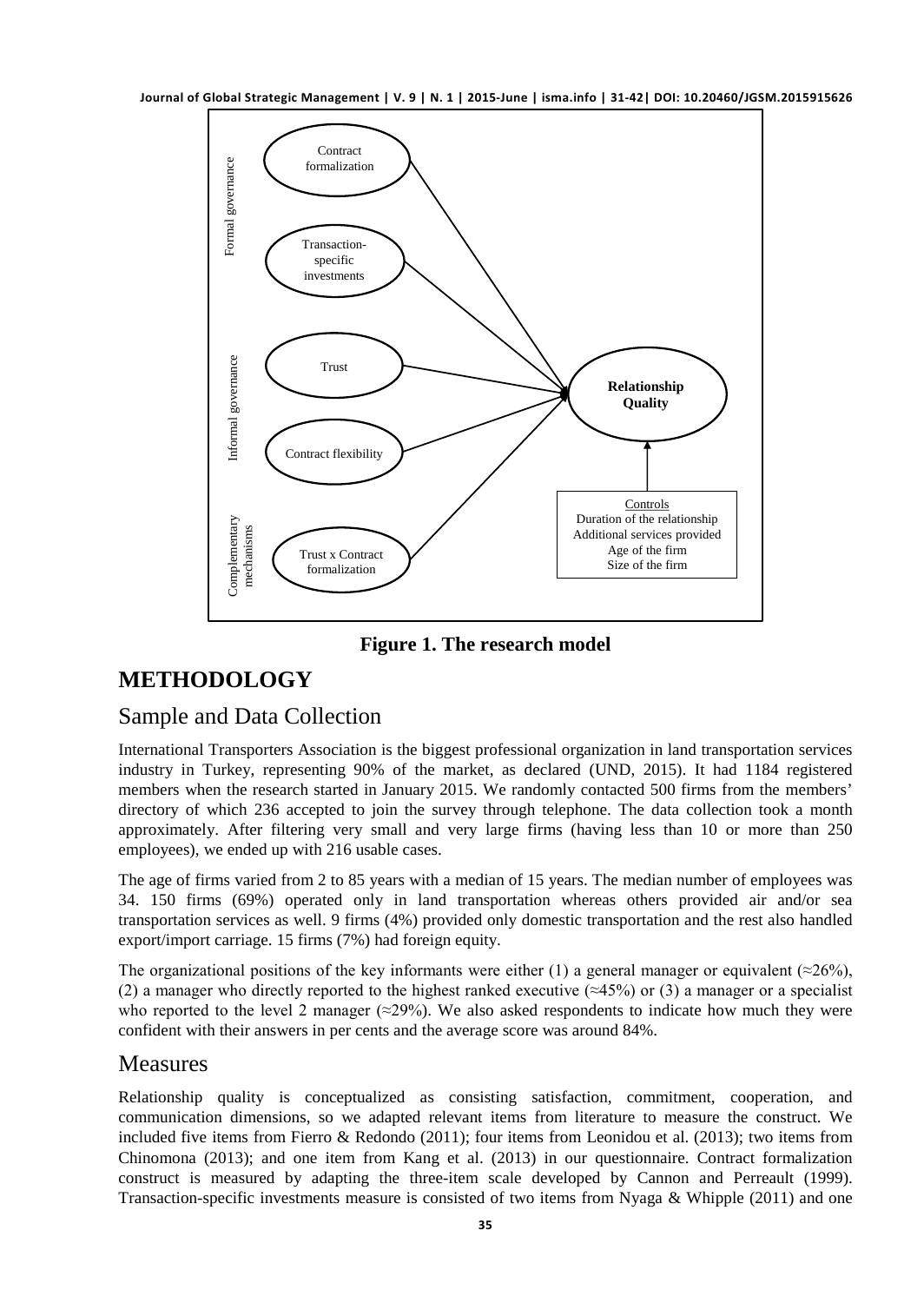Figure 1. The research model

# METHODOLOGY

## Sample and Data Collection

International Transporters Association is the biggest professional organization in land transportation services industry in Turkey, representing 90% of the market, as declared (UND, 2015). It had 1184 registered members when the research started in January 2015. We randomly contacted 500 firms from the members' directory of which 236 accepted to join the survey through telephone. The data collection took a month approximately. After filtering very small and very large firms (having less than 10 or more than 250 employees), we ended up with 216 usable cases.

The age of firms varied from 2 to 85 years with a median of 15 years. The median number of employees was 34. 150 firms (69%) operated only in land transportation whereas others provided air and/or sea transportation services as well. 9 firms (4%) provided only domestic transportation and the rest also handled export/import carriage. 15 firms (7%) had foreign equity.

The organizational positions of the key informants were either (1) a general manager or equivalent (≈26%), (2) a manager who directly reported to the highest ranked executive (≈45%) or (3) a manager or a specialist who reported to the level 2 manager (≈29%). We also asked respondents to indicate how much they were confident with their answers in per cents and the average score was around 84%.

## Measures

Relationship quality is conceptualized as consisting satisfaction, commitment, cooperation, and communication dimensions, so we adapted relevant items from literature to measure the construct. We included five items from Fierro & Redondo (2011); four items from Leonidou et al. (2013); two items from Chinomona (2013); and one item from Kang et al. (2013) in our questionnaire. Contract formalization construct is measured by adapting the three-item scale developed by Cannon and Perreault (1999). Transaction-specific investments measure is consisted of two items from Nyaga & Whipple (2011) and one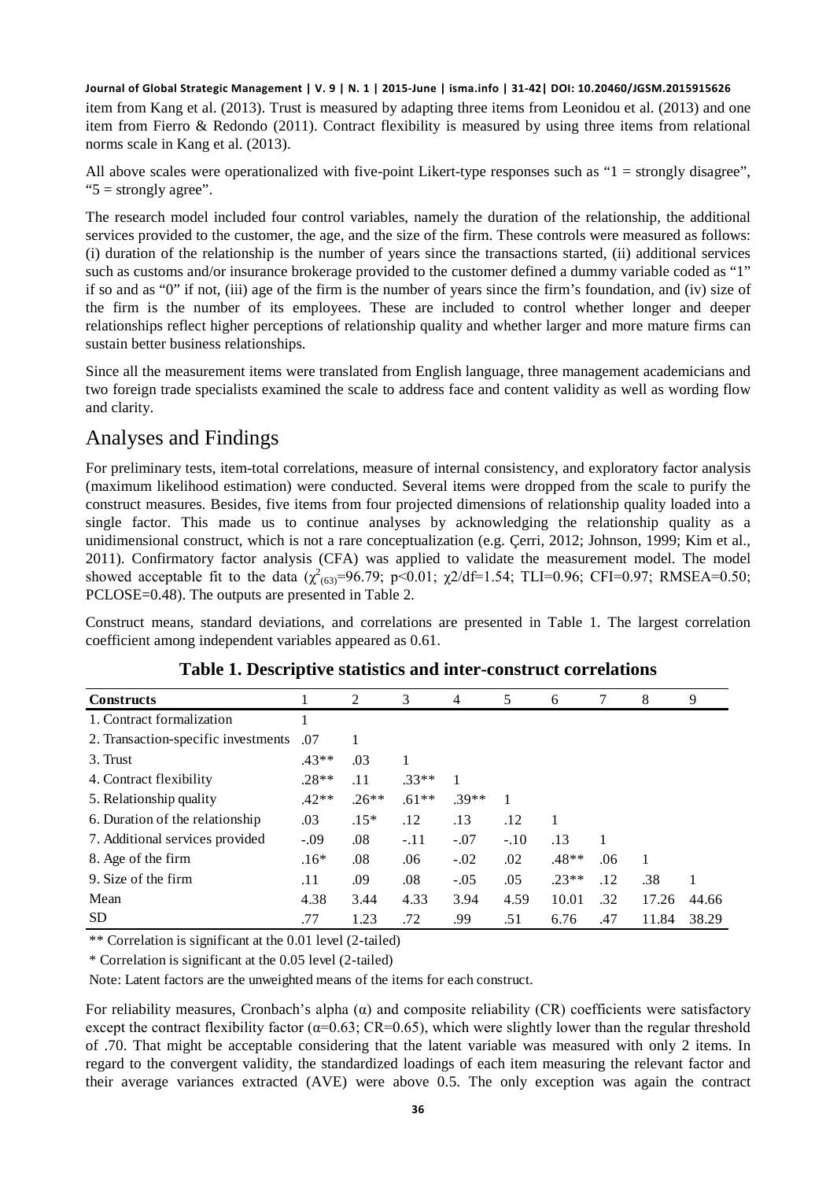item from Kang et al. (2013). Trust is measured by adapting three items from Leonidou et al. (2013) and one item from Fierro & Redondo (2011). Contract flexibility is measured by using three items from relational norms scale in Kang et al. (2013).

All above scales were operationalized with five-point Likert-type responses such as "1 = strongly disagree", "5 = strongly agree".

The research model included four control variables, namely the duration of the relationship, the additional services provided to the customer, the age, and the size of the firm. These controls were measured as follows: (i) duration of the relationship is the number of years since the transactions started, (ii) additional services such as customs and/or insurance brokerage provided to the customer defined a dummy variable coded as "1" if so and as "0" if not, (iii) age of the firm is the number of years since the firm's foundation, and (iv) size of the firm is the number of its employees. These are included to control whether longer and deeper relationships reflect higher perceptions of relationship quality and whether larger and more mature firms can sustain better business relationships.

Since all the measurement items were translated from English language, three management academicians and two foreign trade specialists examined the scale to address face and content validity as well as wording flow and clarity.

## Analyses and Findings

For preliminary tests, item-total correlations, measure of internal consistency, and exploratory factor analysis (maximum likelihood estimation) were conducted. Several items were dropped from the scale to purify the construct measures. Besides, five items from four projected dimensions of relationship quality loaded into a single factor. This made us to continue analyses by acknowledging the relationship quality as a unidimensional construct, which is not a rare conceptualization (e.g. Çerri, 2012; Johnson, 1999; Kim et al., 2011). Confirmatory factor analysis (CFA) was applied to validate the measurement model. The model showed acceptable fit to the data ($\chi^2_{(63)}$=96.79; p<0.01; $\chi$2/df=1.54; TLI=0.96; CFI=0.97; RMSEA=0.50; PCLOSE=0.48). The outputs are presented in Table 2.

Construct means, standard deviations, and correlations are presented in Table 1. The largest correlation coefficient among independent variables appeared as 0.61.

**Table 1. Descriptive statistics and inter-construct correlations**

| Constructs | 1 | 2 | 3 | 4 | 5 | 6 | 7 | 8 | 9 |
|---|---|---|---|---|---|---|---|---|---|
| 1. Contract formalization | 1 | | | | | | | | |
| 2. Transaction-specific investments | .07 | 1 | | | | | | | |
| 3. Trust | .43** | .03 | 1 | | | | | | |
| 4. Contract flexibility | .28** | .11 | .33** | 1 | | | | | |
| 5. Relationship quality | .42** | .26** | .61** | .39** | 1 | | | | |
| 6. Duration of the relationship | .03 | .15* | .12 | .13 | .12 | 1 | | | |
| 7. Additional services provided | -.09 | .08 | -.11 | -.07 | -.10 | .13 | 1 | | |
| 8. Age of the firm | .16* | .08 | .06 | -.02 | .02 | .48** | .06 | 1 | |
| 9. Size of the firm | .11 | .09 | .08 | -.05 | .05 | .23** | .12 | .38 | 1 |
| Mean | 4.38 | 3.44 | 4.33 | 3.94 | 4.59 | 10.01 | .32 | 17.26 | 44.66 |
| SD | .77 | 1.23 | .72 | .99 | .51 | 6.76 | .47 | 11.84 | 38.29 |

** Correlation is significant at the 0.01 level (2-tailed)

* Correlation is significant at the 0.05 level (2-tailed)

Note: Latent factors are the unweighted means of the items for each construct.

For reliability measures, Cronbach's alpha (α) and composite reliability (CR) coefficients were satisfactory except the contract flexibility factor (α=0.63; CR=0.65), which were slightly lower than the regular threshold of .70. That might be acceptable considering that the latent variable was measured with only 2 items. In regard to the convergent validity, the standardized loadings of each item measuring the relevant factor and their average variances extracted (AVE) were above 0.5. The only exception was again the contract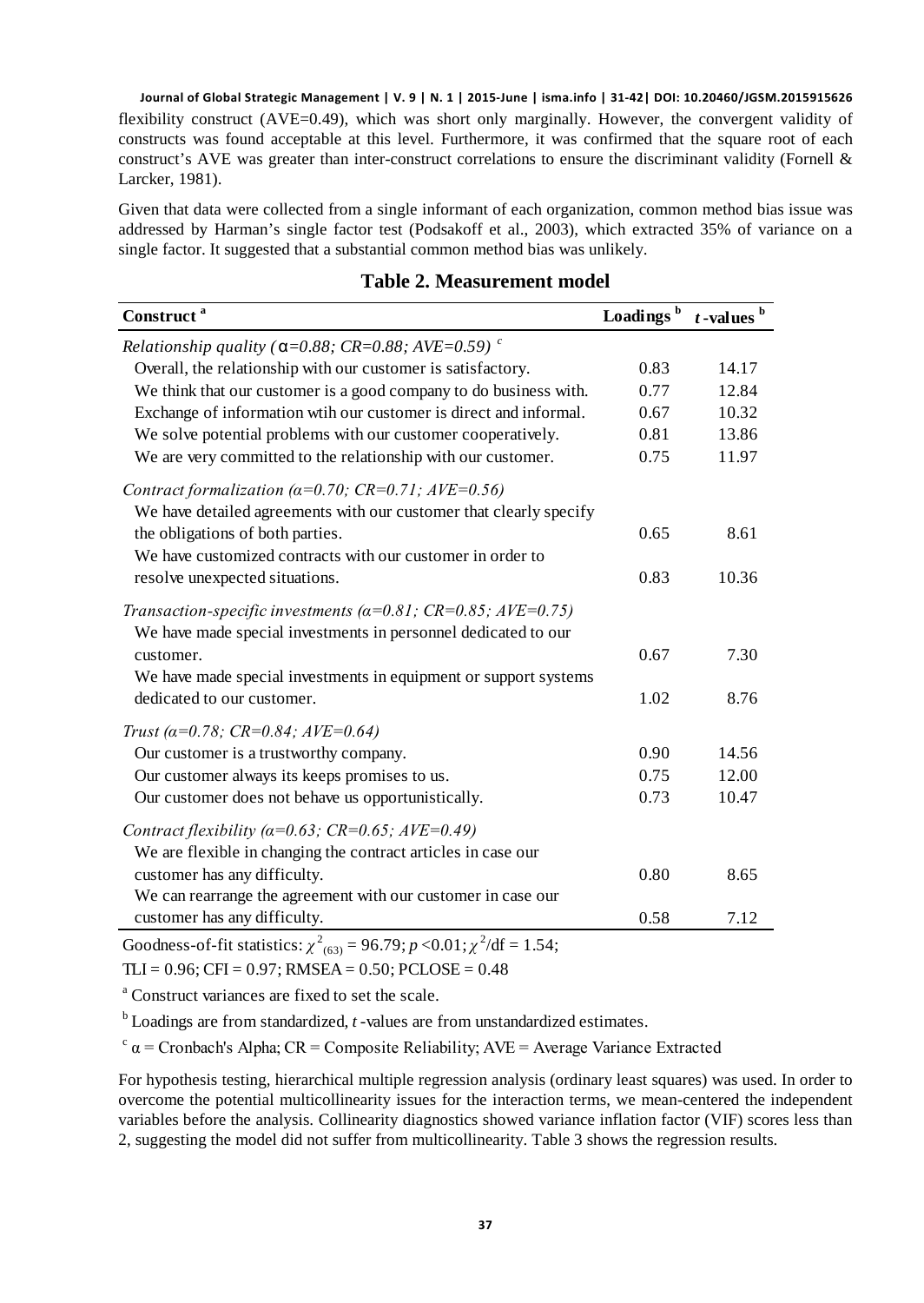flexibility construct (AVE=0.49), which was short only marginally. However, the convergent validity of constructs was found acceptable at this level. Furthermore, it was confirmed that the square root of each construct's AVE was greater than inter-construct correlations to ensure the discriminant validity (Fornell & Larcker, 1981).

Given that data were collected from a single informant of each organization, common method bias issue was addressed by Harman's single factor test (Podsakoff et al., 2003), which extracted 35% of variance on a single factor. It suggested that a substantial common method bias was unlikely.

**Table 2. Measurement model**

| Construct [a] | Loadings [b] | *t*-values [b] |
|---|---|---|
| *Relationship quality (α=0.88; CR=0.88; AVE=0.59)* [c] | | |
| Overall, the relationship with our customer is satisfactory. | 0.83 | 14.17 |
| We think that our customer is a good company to do business with. | 0.77 | 12.84 |
| Exchange of information wtih our customer is direct and informal. | 0.67 | 10.32 |
| We solve potential problems with our customer cooperatively. | 0.81 | 13.86 |
| We are very committed to the relationship with our customer. | 0.75 | 11.97 |
| *Contract formalization (α=0.70; CR=0.71; AVE=0.56)* | | |
| We have detailed agreements with our customer that clearly specify the obligations of both parties. | 0.65 | 8.61 |
| We have customized contracts with our customer in order to resolve unexpected situations. | 0.83 | 10.36 |
| *Transaction-specific investments (α=0.81; CR=0.85; AVE=0.75)* | | |
| We have made special investments in personnel dedicated to our customer. | 0.67 | 7.30 |
| We have made special investments in equipment or support systems dedicated to our customer. | 1.02 | 8.76 |
| *Trust (α=0.78; CR=0.84; AVE=0.64)* | | |
| Our customer is a trustworthy company. | 0.90 | 14.56 |
| Our customer always its keeps promises to us. | 0.75 | 12.00 |
| Our customer does not behave us opportunistically. | 0.73 | 10.47 |
| *Contract flexibility (α=0.63; CR=0.65; AVE=0.49)* | | |
| We are flexible in changing the contract articles in case our customer has any difficulty. | 0.80 | 8.65 |
| We can rearrange the agreement with our customer in case our customer has any difficulty. | 0.58 | 7.12 |

Goodness-of-fit statistics: $\chi^2_{(63)} = 96.79$; $p < 0.01$; $\chi^2/\text{df} = 1.54$;

TLI = 0.96; CFI = 0.97; RMSEA = 0.50; PCLOSE = 0.48

[a] Construct variances are fixed to set the scale.

[b] Loadings are from standardized, *t*-values are from unstandardized estimates.

[c] α = Cronbach's Alpha; CR = Composite Reliability; AVE = Average Variance Extracted

For hypothesis testing, hierarchical multiple regression analysis (ordinary least squares) was used. In order to overcome the potential multicollinearity issues for the interaction terms, we mean-centered the independent variables before the analysis. Collinearity diagnostics showed variance inflation factor (VIF) scores less than 2, suggesting the model did not suffer from multicollinearity. Table 3 shows the regression results.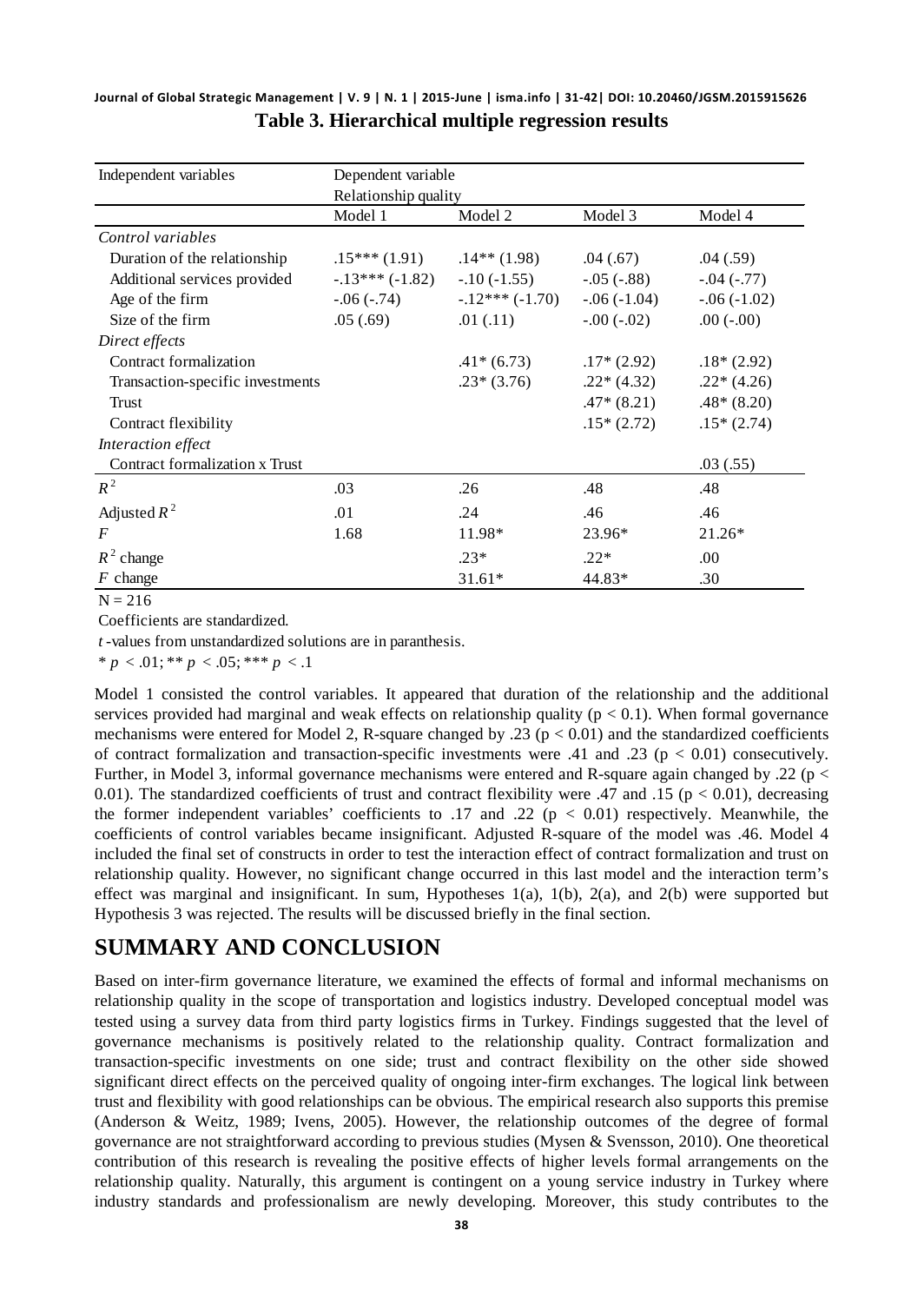**Table 3. Hierarchical multiple regression results**

| Independent variables | Dependent variable | | | |
|---|---|---|---|---|
| | Relationship quality | | | |
| | Model 1 | Model 2 | Model 3 | Model 4 |
| *Control variables* | | | | |
| Duration of the relationship | .15*** (1.91) | .14** (1.98) | .04 (.67) | .04 (.59) |
| Additional services provided | -.13*** (-1.82) | -.10 (-1.55) | -.05 (-.88) | -.04 (-.77) |
| Age of the firm | -.06 (-.74) | -.12*** (-1.70) | -.06 (-1.04) | -.06 (-1.02) |
| Size of the firm | .05 (.69) | .01 (.11) | -.00 (-.02) | .00 (-.00) |
| *Direct effects* | | | | |
| Contract formalization | | .41* (6.73) | .17* (2.92) | .18* (2.92) |
| Transaction-specific investments | | .23* (3.76) | .22* (4.32) | .22* (4.26) |
| Trust | | | .47* (8.21) | .48* (8.20) |
| Contract flexibility | | | .15* (2.72) | .15* (2.74) |
| *Interaction effect* | | | | |
| Contract formalization x Trust | | | | .03 (.55) |
| $R^2$ | .03 | .26 | .48 | .48 |
| Adjusted $R^2$ | .01 | .24 | .46 | .46 |
| $F$ | 1.68 | 11.98* | 23.96* | 21.26* |
| $R^2$ change | | .23* | .22* | .00 |
| $F$ change | | 31.61* | 44.83* | .30 |

N = 216

Coefficients are standardized.

*t*-values from unstandardized solutions are in paranthesis.

* $p < .01$; ** $p < .05$; *** $p < .1$

Model 1 consisted the control variables. It appeared that duration of the relationship and the additional services provided had marginal and weak effects on relationship quality ($p < 0.1$). When formal governance mechanisms were entered for Model 2, R-square changed by .23 ($p < 0.01$) and the standardized coefficients of contract formalization and transaction-specific investments were .41 and .23 ($p < 0.01$) consecutively. Further, in Model 3, informal governance mechanisms were entered and R-square again changed by .22 ($p < 0.01$). The standardized coefficients of trust and contract flexibility were .47 and .15 ($p < 0.01$), decreasing the former independent variables' coefficients to .17 and .22 ($p < 0.01$) respectively. Meanwhile, the coefficients of control variables became insignificant. Adjusted R-square of the model was .46. Model 4 included the final set of constructs in order to test the interaction effect of contract formalization and trust on relationship quality. However, no significant change occurred in this last model and the interaction term's effect was marginal and insignificant. In sum, Hypotheses 1(a), 1(b), 2(a), and 2(b) were supported but Hypothesis 3 was rejected. The results will be discussed briefly in the final section.

## SUMMARY AND CONCLUSION

Based on inter-firm governance literature, we examined the effects of formal and informal mechanisms on relationship quality in the scope of transportation and logistics industry. Developed conceptual model was tested using a survey data from third party logistics firms in Turkey. Findings suggested that the level of governance mechanisms is positively related to the relationship quality. Contract formalization and transaction-specific investments on one side; trust and contract flexibility on the other side showed significant direct effects on the perceived quality of ongoing inter-firm exchanges. The logical link between trust and flexibility with good relationships can be obvious. The empirical research also supports this premise (Anderson & Weitz, 1989; Ivens, 2005). However, the relationship outcomes of the degree of formal governance are not straightforward according to previous studies (Mysen & Svensson, 2010). One theoretical contribution of this research is revealing the positive effects of higher levels formal arrangements on the relationship quality. Naturally, this argument is contingent on a young service industry in Turkey where industry standards and professionalism are newly developing. Moreover, this study contributes to the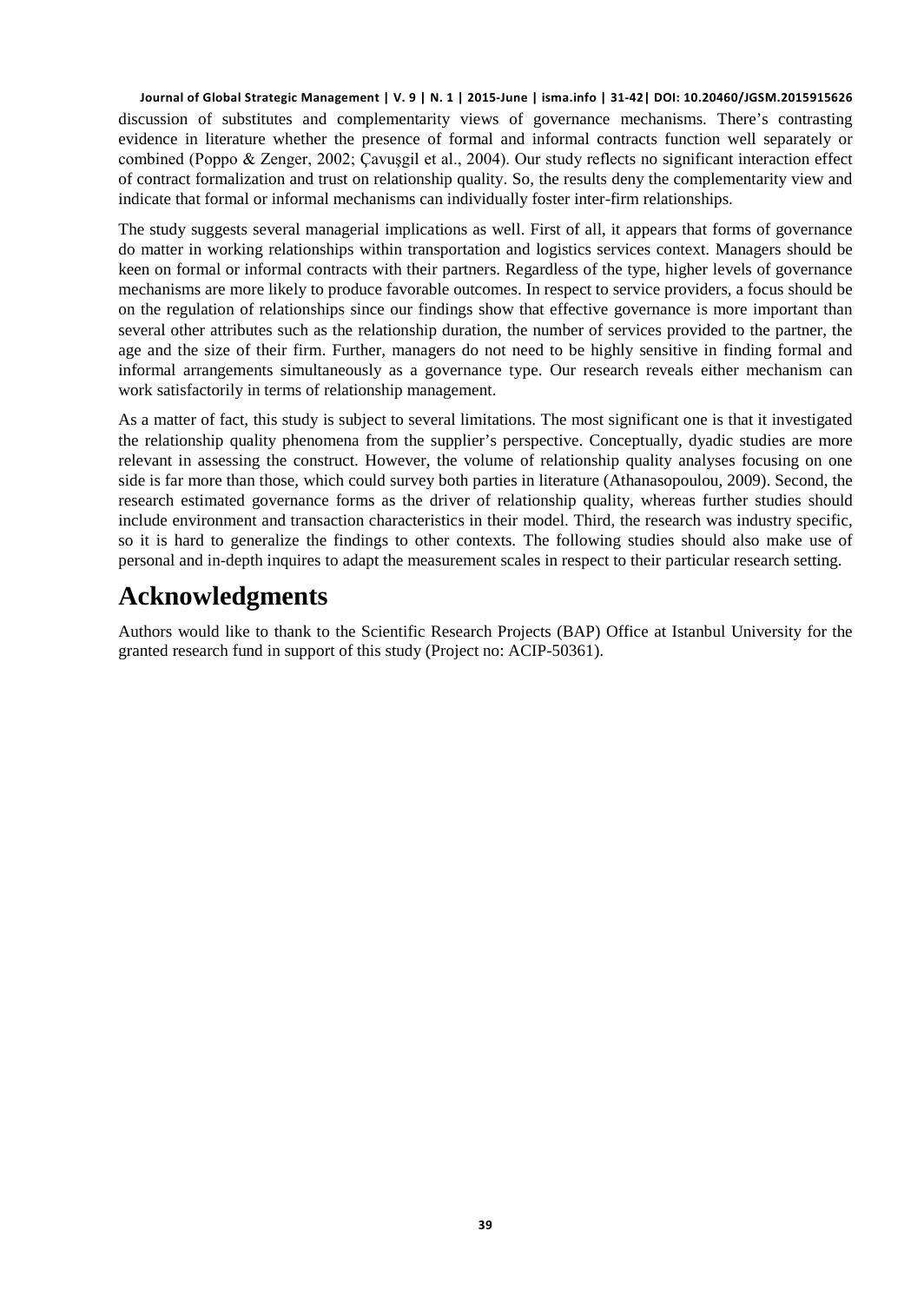discussion of substitutes and complementarity views of governance mechanisms. There's contrasting evidence in literature whether the presence of formal and informal contracts function well separately or combined (Poppo & Zenger, 2002; Çavuşgil et al., 2004). Our study reflects no significant interaction effect of contract formalization and trust on relationship quality. So, the results deny the complementarity view and indicate that formal or informal mechanisms can individually foster inter-firm relationships.

The study suggests several managerial implications as well. First of all, it appears that forms of governance do matter in working relationships within transportation and logistics services context. Managers should be keen on formal or informal contracts with their partners. Regardless of the type, higher levels of governance mechanisms are more likely to produce favorable outcomes. In respect to service providers, a focus should be on the regulation of relationships since our findings show that effective governance is more important than several other attributes such as the relationship duration, the number of services provided to the partner, the age and the size of their firm. Further, managers do not need to be highly sensitive in finding formal and informal arrangements simultaneously as a governance type. Our research reveals either mechanism can work satisfactorily in terms of relationship management.

As a matter of fact, this study is subject to several limitations. The most significant one is that it investigated the relationship quality phenomena from the supplier's perspective. Conceptually, dyadic studies are more relevant in assessing the construct. However, the volume of relationship quality analyses focusing on one side is far more than those, which could survey both parties in literature (Athanasopoulou, 2009). Second, the research estimated governance forms as the driver of relationship quality, whereas further studies should include environment and transaction characteristics in their model. Third, the research was industry specific, so it is hard to generalize the findings to other contexts. The following studies should also make use of personal and in-depth inquires to adapt the measurement scales in respect to their particular research setting.

# Acknowledgments

Authors would like to thank to the Scientific Research Projects (BAP) Office at Istanbul University for the granted research fund in support of this study (Project no: ACIP-50361).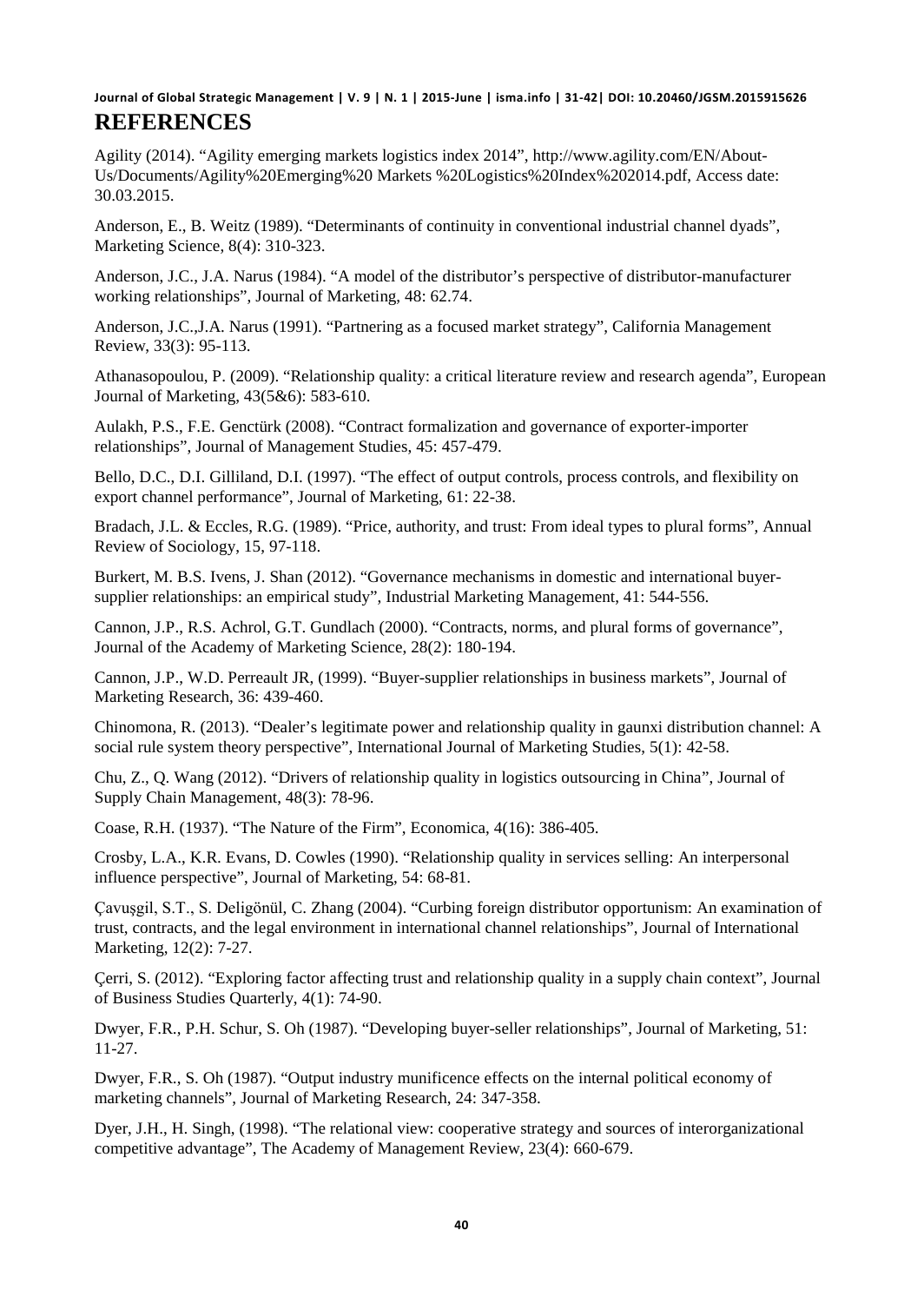## REFERENCES

Agility (2014). "Agility emerging markets logistics index 2014", http://www.agility.com/EN/About-Us/Documents/Agility%20Emerging%20 Markets %20Logistics%20Index%202014.pdf, Access date: 30.03.2015.

Anderson, E., B. Weitz (1989). "Determinants of continuity in conventional industrial channel dyads", Marketing Science, 8(4): 310-323.

Anderson, J.C., J.A. Narus (1984). "A model of the distributor's perspective of distributor-manufacturer working relationships", Journal of Marketing, 48: 62.74.

Anderson, J.C.,J.A. Narus (1991). "Partnering as a focused market strategy", California Management Review, 33(3): 95-113.

Athanasopoulou, P. (2009). "Relationship quality: a critical literature review and research agenda", European Journal of Marketing, 43(5&6): 583-610.

Aulakh, P.S., F.E. Genctürk (2008). "Contract formalization and governance of exporter-importer relationships", Journal of Management Studies, 45: 457-479.

Bello, D.C., D.I. Gilliland, D.I. (1997). "The effect of output controls, process controls, and flexibility on export channel performance", Journal of Marketing, 61: 22-38.

Bradach, J.L. & Eccles, R.G. (1989). "Price, authority, and trust: From ideal types to plural forms", Annual Review of Sociology, 15, 97-118.

Burkert, M. B.S. Ivens, J. Shan (2012). "Governance mechanisms in domestic and international buyer-supplier relationships: an empirical study", Industrial Marketing Management, 41: 544-556.

Cannon, J.P., R.S. Achrol, G.T. Gundlach (2000). "Contracts, norms, and plural forms of governance", Journal of the Academy of Marketing Science, 28(2): 180-194.

Cannon, J.P., W.D. Perreault JR, (1999). "Buyer-supplier relationships in business markets", Journal of Marketing Research, 36: 439-460.

Chinomona, R. (2013). "Dealer's legitimate power and relationship quality in gaunxi distribution channel: A social rule system theory perspective", International Journal of Marketing Studies, 5(1): 42-58.

Chu, Z., Q. Wang (2012). "Drivers of relationship quality in logistics outsourcing in China", Journal of Supply Chain Management, 48(3): 78-96.

Coase, R.H. (1937). "The Nature of the Firm", Economica, 4(16): 386-405.

Crosby, L.A., K.R. Evans, D. Cowles (1990). "Relationship quality in services selling: An interpersonal influence perspective", Journal of Marketing, 54: 68-81.

Çavuşgil, S.T., S. Deligönül, C. Zhang (2004). "Curbing foreign distributor opportunism: An examination of trust, contracts, and the legal environment in international channel relationships", Journal of International Marketing, 12(2): 7-27.

Çerri, S. (2012). "Exploring factor affecting trust and relationship quality in a supply chain context", Journal of Business Studies Quarterly, 4(1): 74-90.

Dwyer, F.R., P.H. Schur, S. Oh (1987). "Developing buyer-seller relationships", Journal of Marketing, 51: 11-27.

Dwyer, F.R., S. Oh (1987). "Output industry munificence effects on the internal political economy of marketing channels", Journal of Marketing Research, 24: 347-358.

Dyer, J.H., H. Singh, (1998). "The relational view: cooperative strategy and sources of interorganizational competitive advantage", The Academy of Management Review, 23(4): 660-679.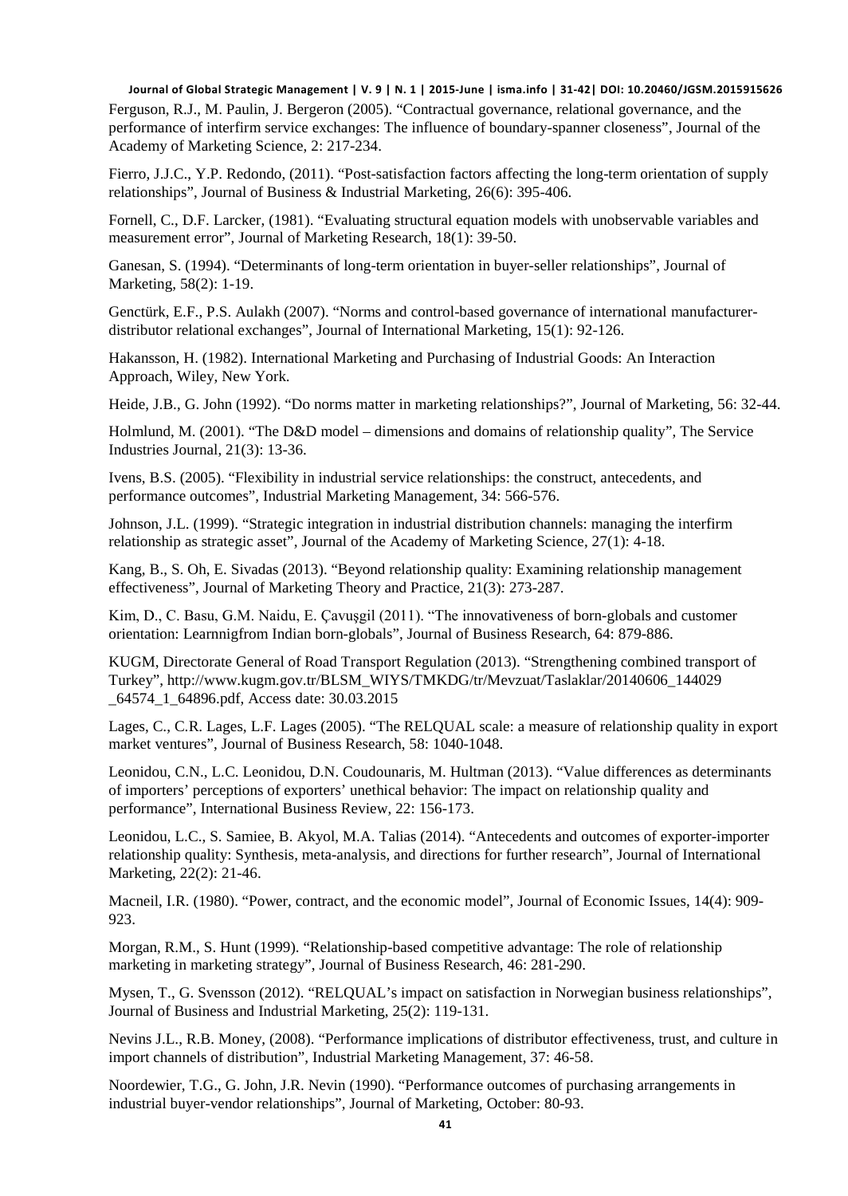Ferguson, R.J., M. Paulin, J. Bergeron (2005). "Contractual governance, relational governance, and the performance of interfirm service exchanges: The influence of boundary-spanner closeness", Journal of the Academy of Marketing Science, 2: 217-234.

Fierro, J.J.C., Y.P. Redondo, (2011). "Post-satisfaction factors affecting the long-term orientation of supply relationships", Journal of Business & Industrial Marketing, 26(6): 395-406.

Fornell, C., D.F. Larcker, (1981). "Evaluating structural equation models with unobservable variables and measurement error", Journal of Marketing Research, 18(1): 39-50.

Ganesan, S. (1994). "Determinants of long-term orientation in buyer-seller relationships", Journal of Marketing, 58(2): 1-19.

Genctürk, E.F., P.S. Aulakh (2007). "Norms and control-based governance of international manufacturer-distributor relational exchanges", Journal of International Marketing, 15(1): 92-126.

Hakansson, H. (1982). International Marketing and Purchasing of Industrial Goods: An Interaction Approach, Wiley, New York.

Heide, J.B., G. John (1992). "Do norms matter in marketing relationships?", Journal of Marketing, 56: 32-44.

Holmlund, M. (2001). "The D&D model – dimensions and domains of relationship quality", The Service Industries Journal, 21(3): 13-36.

Ivens, B.S. (2005). "Flexibility in industrial service relationships: the construct, antecedents, and performance outcomes", Industrial Marketing Management, 34: 566-576.

Johnson, J.L. (1999). "Strategic integration in industrial distribution channels: managing the interfirm relationship as strategic asset", Journal of the Academy of Marketing Science, 27(1): 4-18.

Kang, B., S. Oh, E. Sivadas (2013). "Beyond relationship quality: Examining relationship management effectiveness", Journal of Marketing Theory and Practice, 21(3): 273-287.

Kim, D., C. Basu, G.M. Naidu, E. Çavuşgil (2011). "The innovativeness of born-globals and customer orientation: Learnnigfrom Indian born-globals", Journal of Business Research, 64: 879-886.

KUGM, Directorate General of Road Transport Regulation (2013). "Strengthening combined transport of Turkey", http://www.kugm.gov.tr/BLSM_WIYS/TMKDG/tr/Mevzuat/Taslaklar/20140606_144029_64574_1_64896.pdf, Access date: 30.03.2015

Lages, C., C.R. Lages, L.F. Lages (2005). "The RELQUAL scale: a measure of relationship quality in export market ventures", Journal of Business Research, 58: 1040-1048.

Leonidou, C.N., L.C. Leonidou, D.N. Coudounaris, M. Hultman (2013). "Value differences as determinants of importers' perceptions of exporters' unethical behavior: The impact on relationship quality and performance", International Business Review, 22: 156-173.

Leonidou, L.C., S. Samiee, B. Akyol, M.A. Talias (2014). "Antecedents and outcomes of exporter-importer relationship quality: Synthesis, meta-analysis, and directions for further research", Journal of International Marketing, 22(2): 21-46.

Macneil, I.R. (1980). "Power, contract, and the economic model", Journal of Economic Issues, 14(4): 909-923.

Morgan, R.M., S. Hunt (1999). "Relationship-based competitive advantage: The role of relationship marketing in marketing strategy", Journal of Business Research, 46: 281-290.

Mysen, T., G. Svensson (2012). "RELQUAL's impact on satisfaction in Norwegian business relationships", Journal of Business and Industrial Marketing, 25(2): 119-131.

Nevins J.L., R.B. Money, (2008). "Performance implications of distributor effectiveness, trust, and culture in import channels of distribution", Industrial Marketing Management, 37: 46-58.

Noordewier, T.G., G. John, J.R. Nevin (1990). "Performance outcomes of purchasing arrangements in industrial buyer-vendor relationships", Journal of Marketing, October: 80-93.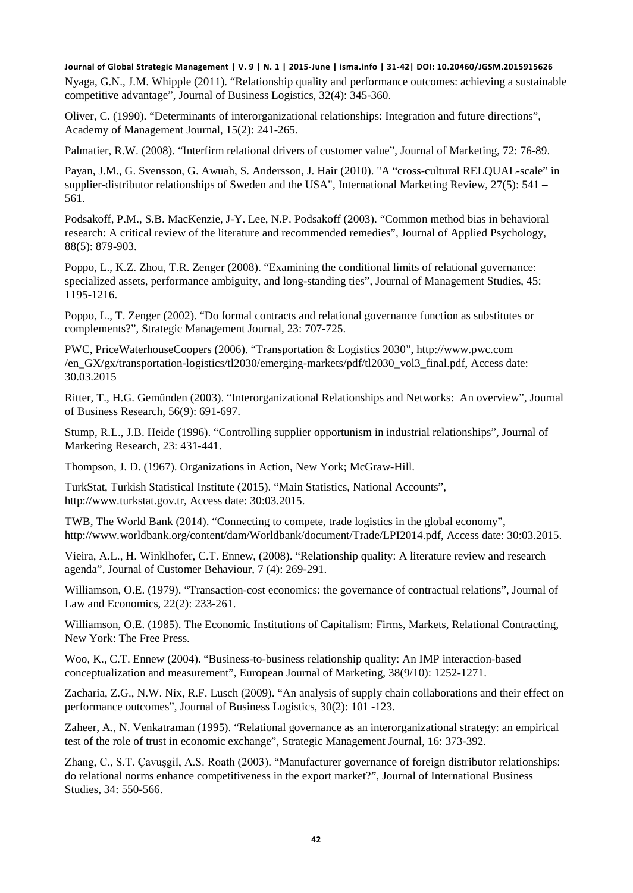Nyaga, G.N., J.M. Whipple (2011). “Relationship quality and performance outcomes: achieving a sustainable competitive advantage”, Journal of Business Logistics, 32(4): 345-360.

Oliver, C. (1990). “Determinants of interorganizational relationships: Integration and future directions”, Academy of Management Journal, 15(2): 241-265.

Palmatier, R.W. (2008). “Interfirm relational drivers of customer value”, Journal of Marketing, 72: 76-89.

Payan, J.M., G. Svensson, G. Awuah, S. Andersson, J. Hair (2010). "A “cross-cultural RELQUAL-scale” in supplier-distributor relationships of Sweden and the USA", International Marketing Review, 27(5): 541 – 561.

Podsakoff, P.M., S.B. MacKenzie, J-Y. Lee, N.P. Podsakoff (2003). “Common method bias in behavioral research: A critical review of the literature and recommended remedies”, Journal of Applied Psychology, 88(5): 879-903.

Poppo, L., K.Z. Zhou, T.R. Zenger (2008). “Examining the conditional limits of relational governance: specialized assets, performance ambiguity, and long-standing ties”, Journal of Management Studies, 45: 1195-1216.

Poppo, L., T. Zenger (2002). “Do formal contracts and relational governance function as substitutes or complements?”, Strategic Management Journal, 23: 707-725.

PWC, PriceWaterhouseCoopers (2006). “Transportation & Logistics 2030”, http://www.pwc.com /en_GX/gx/transportation-logistics/tl2030/emerging-markets/pdf/tl2030_vol3_final.pdf, Access date: 30.03.2015

Ritter, T., H.G. Gemünden (2003). “Interorganizational Relationships and Networks: An overview”, Journal of Business Research, 56(9): 691-697.

Stump, R.L., J.B. Heide (1996). “Controlling supplier opportunism in industrial relationships”, Journal of Marketing Research, 23: 431-441.

Thompson, J. D. (1967). Organizations in Action, New York; McGraw-Hill.

TurkStat, Turkish Statistical Institute (2015). “Main Statistics, National Accounts”, http://www.turkstat.gov.tr, Access date: 30:03.2015.

TWB, The World Bank (2014). “Connecting to compete, trade logistics in the global economy”, http://www.worldbank.org/content/dam/Worldbank/document/Trade/LPI2014.pdf, Access date: 30:03.2015.

Vieira, A.L., H. Winklhofer, C.T. Ennew, (2008). “Relationship quality: A literature review and research agenda”, Journal of Customer Behaviour, 7 (4): 269-291.

Williamson, O.E. (1979). “Transaction-cost economics: the governance of contractual relations”, Journal of Law and Economics, 22(2): 233-261.

Williamson, O.E. (1985). The Economic Institutions of Capitalism: Firms, Markets, Relational Contracting, New York: The Free Press.

Woo, K., C.T. Ennew (2004). “Business-to-business relationship quality: An IMP interaction-based conceptualization and measurement”, European Journal of Marketing, 38(9/10): 1252-1271.

Zacharia, Z.G., N.W. Nix, R.F. Lusch (2009). “An analysis of supply chain collaborations and their effect on performance outcomes”, Journal of Business Logistics, 30(2): 101 -123.

Zaheer, A., N. Venkatraman (1995). “Relational governance as an interorganizational strategy: an empirical test of the role of trust in economic exchange”, Strategic Management Journal, 16: 373-392.

Zhang, C., S.T. Çavuşgil, A.S. Roath (2003). “Manufacturer governance of foreign distributor relationships: do relational norms enhance competitiveness in the export market?”, Journal of International Business Studies, 34: 550-566.